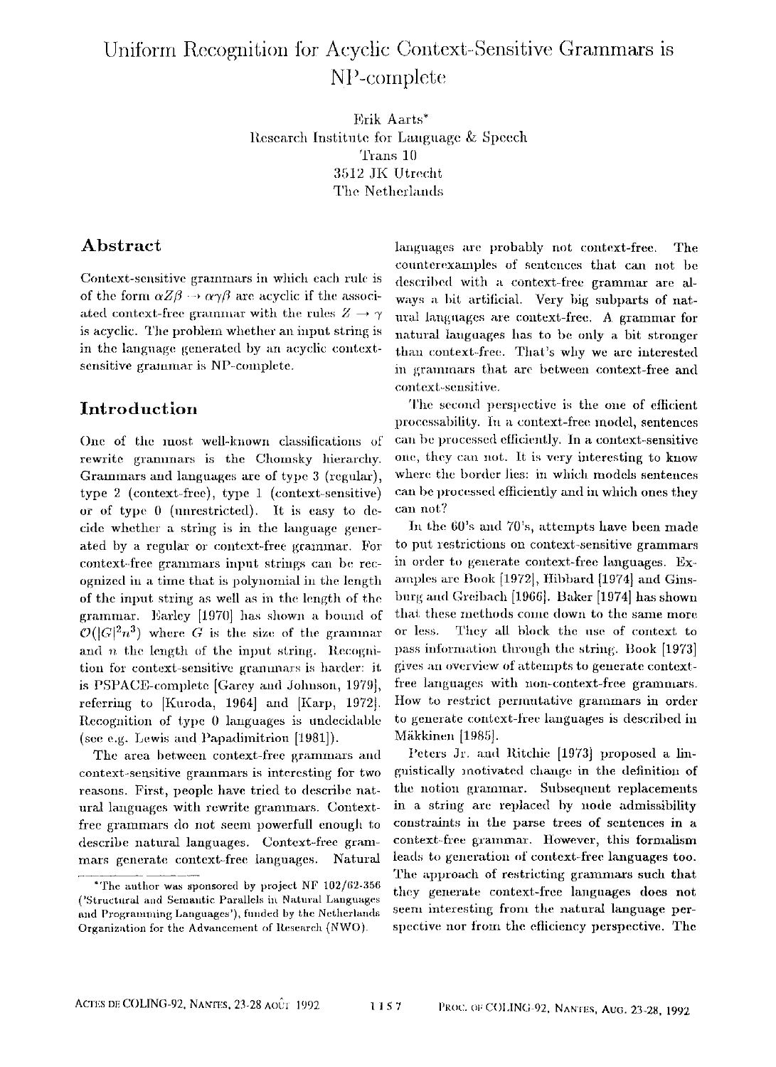# Uniform Recognition for Acyclic Context-Sensitive Grammars is NP-complete

Erik Aarts*
Research Institute for Language & Speech
Trans 10
3512 JK Utrecht
The Netherlands

## Abstract

Context-sensitive grammars in which each rule is of the form $\alpha Z \beta \to \alpha\gamma\beta$ are acyclic if the associated context-free grammar with the rules $Z \to \gamma$ is acyclic. The problem whether an input string is in the language generated by an acyclic context-sensitive grammar is NP-complete.

## Introduction

One of the most well-known classifications of rewrite grammars is the Chomsky hierarchy. Grammars and languages are of type 3 (regular), type 2 (context-free), type 1 (context-sensitive) or of type 0 (unrestricted). It is easy to decide whether a string is in the language generated by a regular or context-free grammar. For context-free grammars input strings can be recognized in a time that is polynomial in the length of the input string as well as in the length of the grammar. Earley [1970] has shown a bound of $\mathcal{O}(|G|^2 n^3)$ where $G$ is the size of the grammar and $n$ the length of the input string. Recognition for context-sensitive grammars is harder: it is PSPACE-complete [Garey and Johnson, 1979], referring to [Kuroda, 1964] and [Karp, 1972]. Recognition of type 0 languages is undecidable (see e.g. Lewis and Papadimitriou [1981]).

The area between context-free grammars and context-sensitive grammars is interesting for two reasons. First, people have tried to describe natural languages with rewrite grammars. Context-free grammars do not seem powerfull enough to describe natural languages. Context-free grammars generate context-free languages. Natural languages are probably not context-free. The counterexamples of sentences that can not be described with a context-free grammar are always a bit artificial. Very big subparts of natural languages are context-free. A grammar for natural languages has to be only a bit stronger than context-free. That's why we are interested in grammars that are between context-free and context-sensitive.

The second perspective is the one of efficient processability. In a context-free model, sentences can be processed efficiently. In a context-sensitive one, they can not. It is very interesting to know where the border lies: in which models sentences can be processed efficiently and in which ones they can not?

In the 60's and 70's, attempts have been made to put restrictions on context-sensitive grammars in order to generate context-free languages. Examples are Book [1972], Hibbard [1974] and Ginsburg and Greibach [1966]. Baker [1974] has shown that these methods come down to the same more or less. They all block the use of context to pass information through the string. Book [1973] gives an overview of attempts to generate context-free languages with non-context-free grammars. How to restrict permutative grammars in order to generate context-free languages is described in Mäkkinen [1985].

Peters Jr. and Ritchie [1973] proposed a linguistically motivated change in the definition of the notion grammar. Subsequent replacements in a string are replaced by node admissibility constraints in the parse trees of sentences in a context-free grammar. However, this formalism leads to generation of context-free languages too. The approach of restricting grammars such that they generate context-free languages does not seem interesting from the natural language perspective nor from the efficiency perspective. The

*The author was sponsored by project NF 102/62-356 ('Structural and Semantic Parallels in Natural Languages and Programming Languages'), funded by the Netherlands Organization for the Advancement of Research (NWO).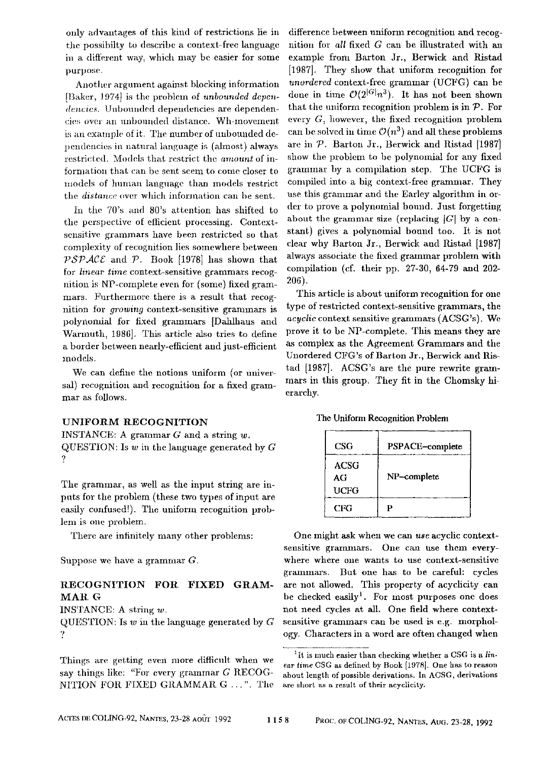only advantages of this kind of restrictions lie in the possibilty to describe a context-free language in a different way, which may be easier for some purpose.

Another argument against blocking information [Baker, 1974] is the problem of *unbounded dependencies*. Unbounded dependencies are dependencies over an unbounded distance. Wh-movement is an example of it. The number of unbounded dependencies in natural language is (almost) always restricted. Models that restrict the *amount* of information that can be sent seem to come closer to models of human language than models restrict the *distance* over which information can be sent.

In the 70's and 80's attention has shifted to the perspective of efficient processing. Context-sensitive grammars have been restricted so that complexity of recognition lies somewhere between $\mathcal{PSPACE}$ and $\mathcal{P}$. Book [1978] has shown that for *linear time* context-sensitive grammars recognition is NP-complete even for (some) fixed grammars. Furthermore there is a result that recognition for *growing* context-sensitive grammars is polynomial for fixed grammars [Dahlhaus and Warmuth, 1986]. This article also tries to define a border between nearly-efficient and just-efficient models.

We can define the notions uniform (or universal) recognition and recognition for a fixed grammar as follows.

### UNIFORM RECOGNITION

INSTANCE: A grammar $G$ and a string $w$.
QUESTION: Is $w$ in the language generated by $G$ ?

The grammar, as well as the input string are inputs for the problem (these two types of input are easily confused!). The uniform recognition problem is one problem.

There are infinitely many other problems:

Suppose we have a grammar $G$.

### RECOGNITION FOR FIXED GRAMMAR G

INSTANCE: A string $w$.
QUESTION: Is $w$ in the language generated by $G$ ?

Things are getting even more difficult when we say things like: "For every grammar $G$ RECOGNITION FOR FIXED GRAMMAR G ...". The difference between uniform recognition and recognition for *all* fixed $G$ can be illustrated with an example from Barton Jr., Berwick and Ristad [1987]. They show that uniform recognition for *unordered* context-free grammar (UCFG) can be done in time $\mathcal{O}(2^{|G|}n^3)$. It has not been shown that the uniform recognition problem is in $\mathcal{P}$. For every $G$, however, the fixed recognition problem can be solved in time $\mathcal{O}(n^3)$ and all these problems are in $\mathcal{P}$. Barton Jr., Berwick and Ristad [1987] show the problem to be polynomial for any fixed grammar by a compilation step. The UCFG is compiled into a big context-free grammar. They use this grammar and the Earley algorithm in order to prove a polynomial bound. Just forgetting about the grammar size (replacing $|G|$ by a constant) gives a polynomial bound too. It is not clear why Barton Jr., Berwick and Ristad [1987] always associate the fixed grammar problem with compilation (cf. their pp. 27-30, 64-79 and 202-206).

This article is about uniform recognition for one type of restricted context-sensitive grammars, the *acyclic* context sensitive grammars (ACSG's). We prove it to be NP-complete. This means they are as complex as the Agreement Grammars and the Unordered CFG's of Barton Jr., Berwick and Ristad [1987]. ACSG's are the pure rewrite grammars in this group. They fit in the Chomsky hierarchy.

The Uniform Recognition Problem

| | |
|---|---|
| CSG | PSPACE–complete |
| ACSG<br>AG<br>UCFG | NP–complete |
| CFG | P |

One might ask when we can *use* acyclic context-sensitive grammars. One can use them everywhere where one wants to use context-sensitive grammars. But one has to be careful: cycles are not allowed. This property of acyclicity can be checked easily[1]. For most purposes one does not need cycles at all. One field where context-sensitive grammars can be used is e.g. morphology. Characters in a word are often changed when

[1] It is much easier than checking whether a CSG is a *linear time* CSG as defined by Book [1978]. One has to reason about length of possible derivations. In ACSG, derivations are short as a result of their acyclicity.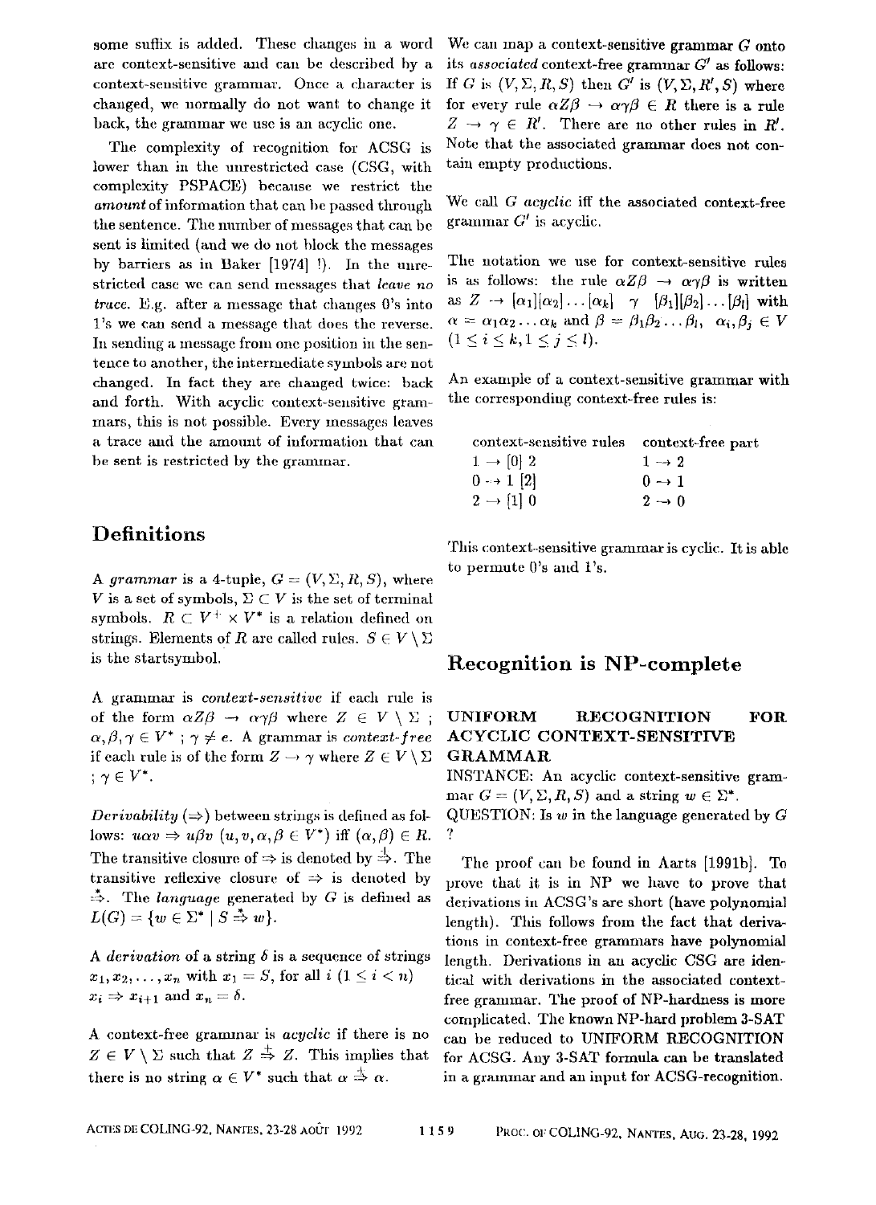some suffix is added. These changes in a word are context-sensitive and can be described by a context-sensitive grammar. Once a character is changed, we normally do not want to change it back, the grammar we use is an acyclic one.

The complexity of recognition for ACSG is lower than in the unrestricted case (CSG, with complexity PSPACE) because we restrict the *amount* of information that can be passed through the sentence. The number of messages that can be sent is limited (and we do not block the messages by barriers as in Baker [1974] !). In the unrestricted case we can send messages that *leave no trace*. E.g. after a message that changes 0's into 1's we can send a message that does the reverse. In sending a message from one position in the sentence to another, the intermediate symbols are not changed. In fact they are changed twice: back and forth. With acyclic context-sensitive grammars, this is not possible. Every messages leaves a trace and the amount of information that can be sent is restricted by the grammar.

## Definitions

A *grammar* is a 4-tuple, $G = (V, \Sigma, R, S)$, where $V$ is a set of symbols, $\Sigma \subset V$ is the set of terminal symbols. $R \subset V^+ \times V^*$ is a relation defined on strings. Elements of $R$ are called rules. $S \in V \setminus \Sigma$ is the startsymbol.

A grammar is *context-sensitive* if each rule is of the form $\alpha Z \beta \rightarrow \alpha \gamma \beta$ where $Z \in V \setminus \Sigma$ ; $\alpha, \beta, \gamma \in V^*$ ; $\gamma \neq e$. A grammar is *context-free* if each rule is of the form $Z \rightarrow \gamma$ where $Z \in V \setminus \Sigma$ ; $\gamma \in V^*$.

*Derivability* ($\Rightarrow$) between strings is defined as follows: $u\alpha v \Rightarrow u\beta v$ ($u, v, \alpha, \beta \in V^*$) iff $(\alpha, \beta) \in R$. The transitive closure of $\Rightarrow$ is denoted by $\stackrel{+}{\Rightarrow}$. The transitive reflexive closure of $\Rightarrow$ is denoted by $\stackrel{*}{\Rightarrow}$. The *language* generated by $G$ is defined as $L(G) = \{w \in \Sigma^* \mid S \stackrel{*}{\Rightarrow} w\}$.

A *derivation* of a string $\delta$ is a sequence of strings $x_1, x_2, \ldots, x_n$ with $x_1 = S$, for all $i$ ($1 \leq i < n$) $x_i \Rightarrow x_{i+1}$ and $x_n = \delta$.

A context-free grammar is *acyclic* if there is no $Z \in V \setminus \Sigma$ such that $Z \stackrel{+}{\Rightarrow} Z$. This implies that there is no string $\alpha \in V^*$ such that $\alpha \stackrel{+}{\Rightarrow} \alpha$.

We can map a context-sensitive grammar $G$ onto its *associated* context-free grammar $G'$ as follows: If $G$ is $(V, \Sigma, R, S)$ then $G'$ is $(V, \Sigma, R', S)$ where for every rule $\alpha Z \beta \rightarrow \alpha \gamma \beta \in R$ there is a rule $Z \rightarrow \gamma \in R'$. There are no other rules in $R'$. Note that the associated grammar does not contain empty productions.

We call $G$ *acyclic* iff the associated context-free grammar $G'$ is acyclic.

The notation we use for context-sensitive rules is as follows: the rule $\alpha Z \beta \rightarrow \alpha \gamma \beta$ is written as $Z \rightarrow [\alpha_1][\alpha_2]\ldots[\alpha_k] \;\; \gamma \;\; [\beta_1][\beta_2]\ldots[\beta_l]$ with $\alpha = \alpha_1 \alpha_2 \ldots \alpha_k$ and $\beta = \beta_1 \beta_2 \ldots \beta_l$, $\alpha_i, \beta_j \in V$ ($1 \leq i \leq k, 1 \leq j \leq l$).

An example of a context-sensitive grammar with the corresponding context-free rules is:

| context-sensitive rules | context-free part |
|---|---|
| $1 \rightarrow [0]\ 2$ | $1 \rightarrow 2$ |
| $0 \rightarrow 1\ [2]$ | $0 \rightarrow 1$ |
| $2 \rightarrow [1]\ 0$ | $2 \rightarrow 0$ |

This context-sensitive grammar is cyclic. It is able to permute 0's and 1's.

## Recognition is NP-complete

**UNIFORM RECOGNITION FOR ACYCLIC CONTEXT-SENSITIVE GRAMMAR**

INSTANCE: An acyclic context-sensitive grammar $G = (V, \Sigma, R, S)$ and a string $w \in \Sigma^*$.

QUESTION: Is $w$ in the language generated by $G$ ?

The proof can be found in Aarts [1991b]. To prove that it is in NP we have to prove that derivations in ACSG's are short (have polynomial length). This follows from the fact that derivations in context-free grammars have polynomial length. Derivations in an acyclic CSG are identical with derivations in the associated context-free grammar. The proof of NP-hardness is more complicated. The known NP-hard problem 3-SAT can be reduced to UNIFORM RECOGNITION for ACSG. Any 3-SAT formula can be translated in a grammar and an input for ACSG-recognition.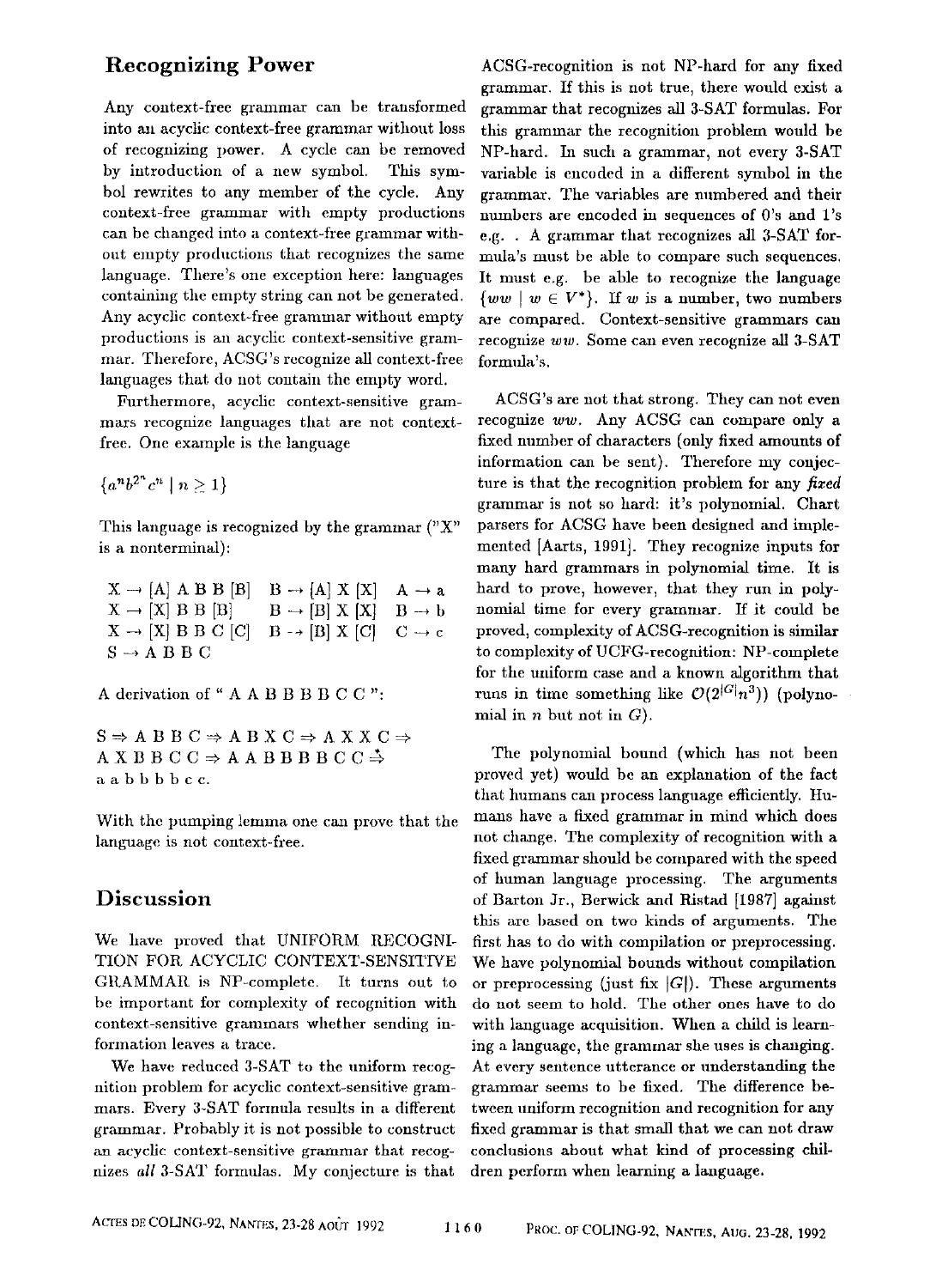## Recognizing Power

Any context-free grammar can be transformed into an acyclic context-free grammar without loss of recognizing power. A cycle can be removed by introduction of a new symbol. This symbol rewrites to any member of the cycle. Any context-free grammar with empty productions can be changed into a context-free grammar without empty productions that recognizes the same language. There's one exception here: languages containing the empty string can not be generated. Any acyclic context-free grammar without empty productions is an acyclic context-sensitive grammar. Therefore, ACSG's recognize all context-free languages that do not contain the empty word.

Furthermore, acyclic context-sensitive grammars recognize languages that are not context-free. One example is the language

$$\{a^n b^{2^n} c^n \mid n \geq 1\}$$

This language is recognized by the grammar ("X" is a nonterminal):

| | | |
|---|---|---|
| X → [A] A B B [B] | B → [A] X [X] | A → a |
| X → [X] B B [B] | B → [B] X [X] | B → b |
| X → [X] B B C [C] | B → [B] X [C] | C → c |
| S → A B B C | | |

A derivation of " A A B B B B C C ":

S ⇒ A B B C ⇒ A B X C ⇒ A X X C ⇒
A X B B C C ⇒ A A B B B B C C $\overset{*}{\Rightarrow}$
a a b b b b c c.

With the pumping lemma one can prove that the language is not context-free.

## Discussion

We have proved that UNIFORM RECOGNITION FOR ACYCLIC CONTEXT-SENSITIVE GRAMMAR is NP-complete. It turns out to be important for complexity of recognition with context-sensitive grammars whether sending information leaves a trace.

We have reduced 3-SAT to the uniform recognition problem for acyclic context-sensitive grammars. Every 3-SAT formula results in a different grammar. Probably it is not possible to construct an acyclic context-sensitive grammar that recognizes *all* 3-SAT formulas. My conjecture is that ACSG-recognition is not NP-hard for any fixed grammar. If this is not true, there would exist a grammar that recognizes all 3-SAT formulas. For this grammar the recognition problem would be NP-hard. In such a grammar, not every 3-SAT variable is encoded in a different symbol in the grammar. The variables are numbered and their numbers are encoded in sequences of 0's and 1's e.g. . A grammar that recognizes all 3-SAT formula's must be able to compare such sequences. It must e.g. be able to recognize the language $\{ww \mid w \in V^*\}$. If $w$ is a number, two numbers are compared. Context-sensitive grammars can recognize $ww$. Some can even recognize all 3-SAT formula's.

ACSG's are not that strong. They can not even recognize $ww$. Any ACSG can compare only a fixed number of characters (only fixed amounts of information can be sent). Therefore my conjecture is that the recognition problem for any *fixed* grammar is not so hard: it's polynomial. Chart parsers for ACSG have been designed and implemented [Aarts, 1991]. They recognize inputs for many hard grammars in polynomial time. It is hard to prove, however, that they run in polynomial time for every grammar. If it could be proved, complexity of ACSG-recognition is similar to complexity of UCFG-recognition: NP-complete for the uniform case and a known algorithm that runs in time something like $\mathcal{O}(2^{|G|}n^3)$) (polynomial in $n$ but not in $G$).

The polynomial bound (which has not been proved yet) would be an explanation of the fact that humans can process language efficiently. Humans have a fixed grammar in mind which does not change. The complexity of recognition with a fixed grammar should be compared with the speed of human language processing. The arguments of Barton Jr., Berwick and Ristad [1987] against this are based on two kinds of arguments. The first has to do with compilation or preprocessing. We have polynomial bounds without compilation or preprocessing (just fix $|G|$). These arguments do not seem to hold. The other ones have to do with language acquisition. When a child is learning a language, the grammar she uses is changing. At every sentence utterance or understanding the grammar seems to be fixed. The difference between uniform recognition and recognition for any fixed grammar is that small that we can not draw conclusions about what kind of processing children perform when learning a language.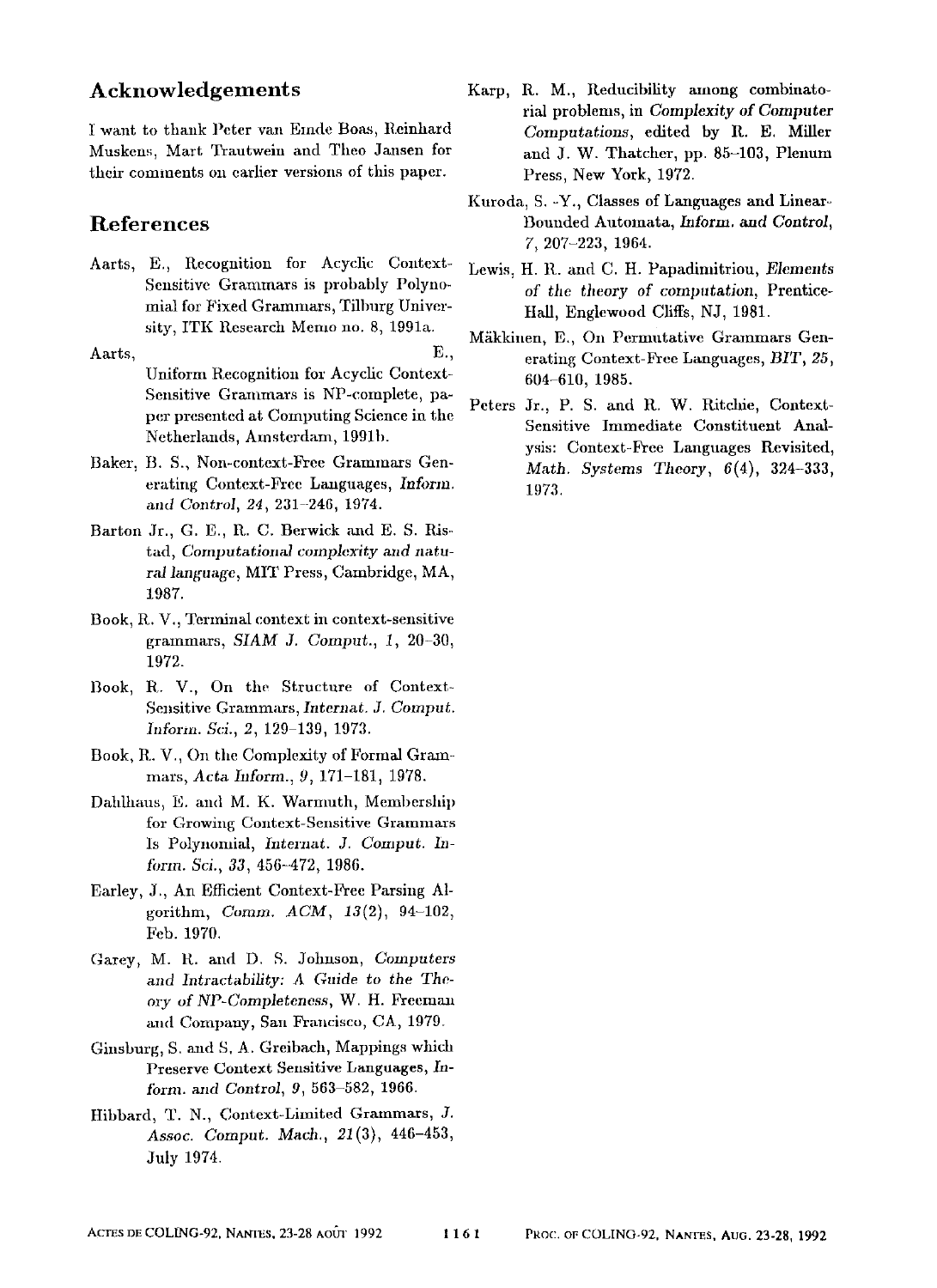## Acknowledgements

I want to thank Peter van Emde Boas, Reinhard Muskens, Mart Trautwein and Theo Jansen for their comments on earlier versions of this paper.

## References

Aarts, E., Recognition for Acyclic Context-Sensitive Grammars is probably Polynomial for Fixed Grammars, Tilburg University, ITK Research Memo no. 8, 1991a.

Aarts, E., Uniform Recognition for Acyclic Context-Sensitive Grammars is NP-complete, paper presented at Computing Science in the Netherlands, Amsterdam, 1991b.

Baker, B. S., Non-context-Free Grammars Generating Context-Free Languages, *Inform. and Control*, *24*, 231–246, 1974.

Barton Jr., G. E., R. C. Berwick and E. S. Ristad, *Computational complexity and natural language*, MIT Press, Cambridge, MA, 1987.

Book, R. V., Terminal context in context-sensitive grammars, *SIAM J. Comput.*, *1*, 20–30, 1972.

Book, R. V., On the Structure of Context-Sensitive Grammars, *Internat. J. Comput. Inform. Sci.*, *2*, 129–139, 1973.

Book, R. V., On the Complexity of Formal Grammars, *Acta Inform.*, *9*, 171–181, 1978.

Dahlhaus, E. and M. K. Warmuth, Membership for Growing Context-Sensitive Grammars Is Polynomial, *Internat. J. Comput. Inform. Sci.*, *33*, 456–472, 1986.

Earley, J., An Efficient Context-Free Parsing Algorithm, *Comm. ACM*, *13*(2), 94–102, Feb. 1970.

Garey, M. R. and D. S. Johnson, *Computers and Intractability: A Guide to the Theory of NP-Completeness*, W. H. Freeman and Company, San Francisco, CA, 1979.

Ginsburg, S. and S. A. Greibach, Mappings which Preserve Context Sensitive Languages, *Inform. and Control*, *9*, 563–582, 1966.

Hibbard, T. N., Context-Limited Grammars, *J. Assoc. Comput. Mach.*, *21*(3), 446–453, July 1974.

Karp, R. M., Reducibility among combinatorial problems, in *Complexity of Computer Computations*, edited by R. E. Miller and J. W. Thatcher, pp. 85–103, Plenum Press, New York, 1972.

Kuroda, S.-Y., Classes of Languages and Linear-Bounded Automata, *Inform. and Control*, *7*, 207–223, 1964.

Lewis, H. R. and C. H. Papadimitriou, *Elements of the theory of computation*, Prentice-Hall, Englewood Cliffs, NJ, 1981.

Mäkkinen, E., On Permutative Grammars Generating Context-Free Languages, *BIT*, *25*, 604–610, 1985.

Peters Jr., P. S. and R. W. Ritchie, Context-Sensitive Immediate Constituent Analysis: Context-Free Languages Revisited, *Math. Systems Theory*, *6*(4), 324–333, 1973.